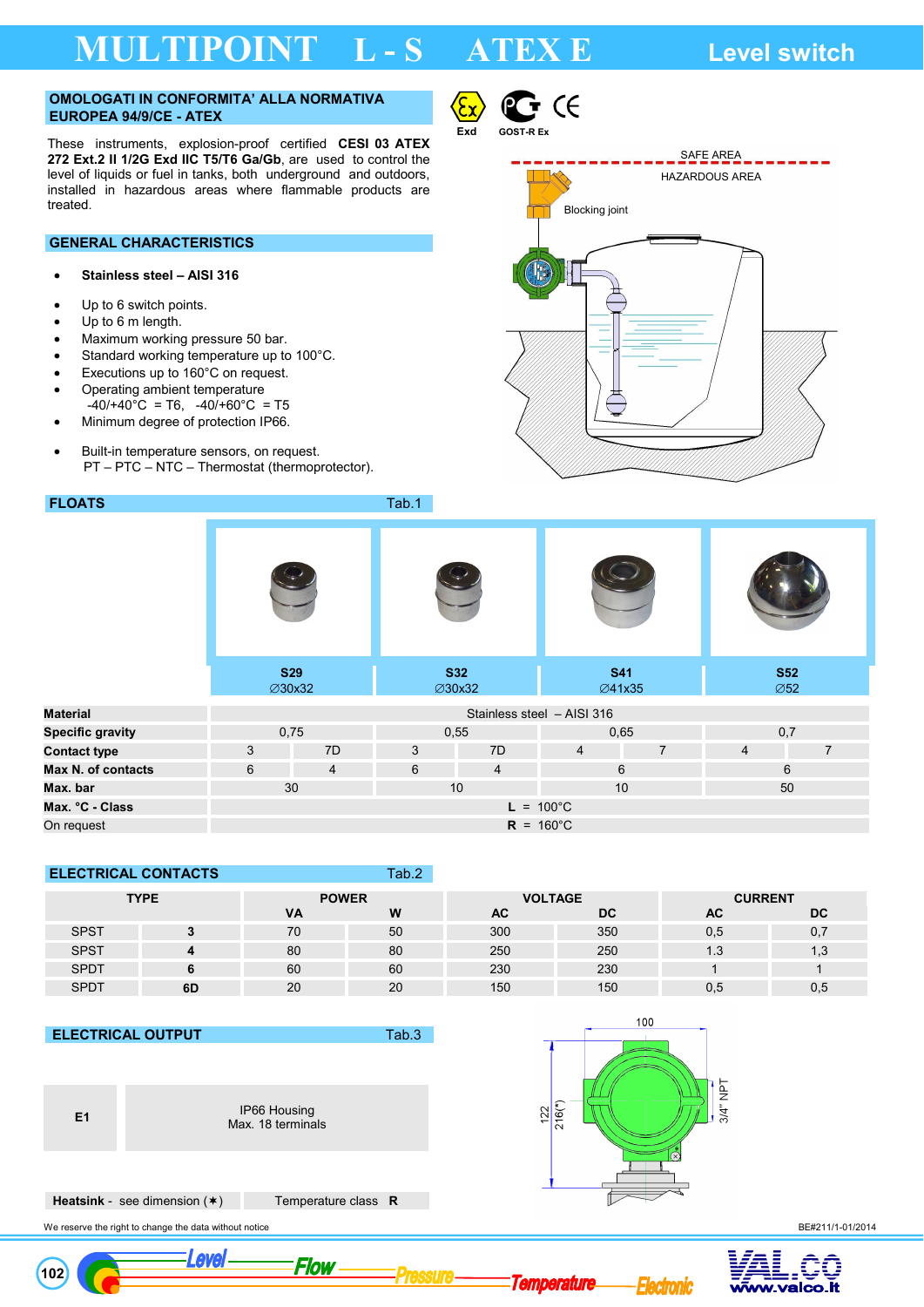# MULTIPOINT L - S ATEX E

## Level switch

### OMOLOGATI IN CONFORMITA' ALLA NORMATIVA EUROPEA 94/9/CE - ATEX

Exd GOST-R Ex

These instruments, explosion-proof certified **CESI 03 ATEX 272 Ext.2 II 1/2G Exd IIC T5/T6 Ga/Gb**, are used to control the level of liquids or fuel in tanks, both underground and outdoors, installed in hazardous areas where flammable products are treated.

SAFE AREA

HAZARDOUS AREA

Blocking joint

### GENERAL CHARACTERISTICS

- **Stainless steel – AISI 316**
- Up to 6 switch points.
- Up to 6 m length.
- Maximum working pressure 50 bar.
- Standard working temperature up to 100°C.
- Executions up to 160°C on request.
- Operating ambient temperature
  -40/+40°C = T6, -40/+60°C = T5
- Minimum degree of protection IP66.
- Built-in temperature sensors, on request.
  PT – PTC – NTC – Thermostat (thermoprotector).

### FLOATS Tab.1

| | S29 ∅30x32 | | S32 ∅30x32 | | S41 ∅41x35 | | S52 ∅52 | |
|---|---|---|---|---|---|---|---|---|
| **Material** | Stainless steel – AISI 316 | | | | | | | |
| **Specific gravity** | 0,75 | | 0,55 | | 0,65 | | 0,7 | |
| **Contact type** | 3 | 7D | 3 | 7D | 4 | 7 | 4 | 7 |
| **Max N. of contacts** | 6 | 4 | 6 | 4 | 6 | | 6 | |
| **Max. bar** | 30 | | 10 | | 10 | | 50 | |
| **Max. °C - Class** | **L** = 100°C | | | | | | | |
| On request | **R** = 160°C | | | | | | | |

### ELECTRICAL CONTACTS Tab.2

| TYPE | | POWER | | VOLTAGE | | CURRENT | |
|---|---|---|---|---|---|---|---|
| | | VA | W | AC | DC | AC | DC |
| SPST | 3 | 70 | 50 | 300 | 350 | 0,5 | 0,7 |
| SPST | 4 | 80 | 80 | 250 | 250 | 1.3 | 1,3 |
| SPDT | 6 | 60 | 60 | 230 | 230 | 1 | 1 |
| SPDT | 6D | 20 | 20 | 150 | 150 | 0,5 | 0,5 |

### ELECTRICAL OUTPUT Tab.3

| | |
|---|---|
| **E1** | IP66 Housing<br>Max. 18 terminals |

**Heatsink** - see dimension (✶) | Temperature class **R**

100

122

216(*)

3/4" NPT

We reserve the right to change the data without notice

BE#211/1-01/2014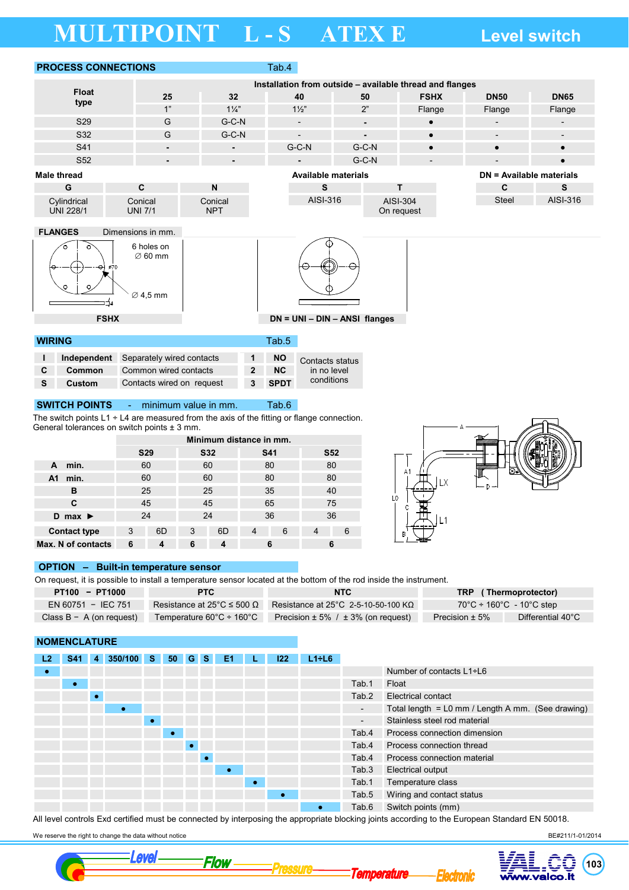# MULTIPOINT L - S ATEX E

**Level switch**

## PROCESS CONNECTIONS Tab.4

| Float type | Installation from outside – available thread and flanges | | | | | | |
|---|---|---|---|---|---|---|---|
| | 25 | 32 | 40 | 50 | FSHX | DN50 | DN65 |
| | 1” | 1¼” | 1½” | 2” | Flange | Flange | Flange |
| S29 | G | G-C-N | - | - | ● | - | - |
| S32 | G | G-C-N | - | - | ● | - | - |
| S41 | - | - | G-C-N | G-C-N | ● | ● | ● |
| S52 | - | - | - | G-C-N | - | - | ● |

**Male thread**

| G | C | N |
|---|---|---|
| Cylindrical UNI 228/1 | Conical UNI 7/1 | Conical NPT |

**Available materials**

| S | T |
|---|---|
| AISI-316 | AISI-304 On request |

**DN = Available materials**

| C | S |
|---|---|
| Steel | AISI-316 |

**FLANGES** Dimensions in mm.

6 holes on ∅ 60 mm

ø70

∅ 4,5 mm

4

FSHX

DN = UNI – DIN – ANSI flanges

## WIRING Tab.5

| | | | | | Contacts status in no level conditions |
|---|---|---|---|---|---|
| I | Independent | Separately wired contacts | 1 | NO | |
| C | Common | Common wired contacts | 2 | NC | |
| S | Custom | Contacts wired on request | 3 | SPDT | |

## SWITCH POINTS - minimum value in mm. Tab.6

The switch points L1 ÷ L4 are measured from the axis of the fitting or flange connection.
General tolerances on switch points ± 3 mm.

| | Minimum distance in mm. | | | | | | | |
|---|---|---|---|---|---|---|---|---|
| | S29 | | S32 | | S41 | | S52 | |
| A min. | 60 | | 60 | | 80 | | 80 | |
| A1 min. | 60 | | 60 | | 80 | | 80 | |
| B | 25 | | 25 | | 35 | | 40 | |
| C | 45 | | 45 | | 65 | | 75 | |
| D max ► | 24 | | 24 | | 36 | | 36 | |
| Contact type | 3 | 6D | 3 | 6D | 4 | 6 | 4 | 6 |
| Max. N of contacts | 6 | 4 | 6 | 4 | 6 | | 6 | |

A, A1, LX, L0, C, D, L1, B

## OPTION – Built-in temperature sensor

On request, it is possible to install a temperature sensor located at the bottom of the rod inside the instrument.

| PT100 – PT1000 | PTC | NTC | TRP (Thermoprotector) | |
|---|---|---|---|---|
| EN 60751 – IEC 751 | Resistance at 25°C ≤ 500 Ω | Resistance at 25°C 2-5-10-50-100 KΩ | 70°C ÷ 160°C - 10°C step | |
| Class B – A (on request) | Temperature 60°C ÷ 160°C | Precision ± 5% / ± 3% (on request) | Precision ± 5% | Differential 40°C |

## NOMENCLATURE

| L2 | S41 | 4 | 350/100 | S | 50 | G | S | E1 | L | I22 | L1÷L6 | | |
|---|---|---|---|---|---|---|---|---|---|---|---|---|---|
| ● | | | | | | | | | | | | | Number of contacts L1÷L6 |
| | ● | | | | | | | | | | | Tab.1 | Float |
| | | ● | | | | | | | | | | Tab.2 | Electrical contact |
| | | | ● | | | | | | | | | - | Total length = L0 mm / Length A mm. (See drawing) |
| | | | | ● | | | | | | | | - | Stainless steel rod material |
| | | | | | ● | | | | | | | Tab.4 | Process connection dimension |
| | | | | | | ● | | | | | | Tab.4 | Process connection thread |
| | | | | | | | ● | | | | | Tab.4 | Process connection material |
| | | | | | | | | ● | | | | Tab.3 | Electrical output |
| | | | | | | | | | ● | | | Tab.1 | Temperature class |
| | | | | | | | | | | ● | | Tab.5 | Wiring and contact status |
| | | | | | | | | | | | ● | Tab.6 | Switch points (mm) |

All level controls Exd certified must be connected by interposing the appropriate blocking joints according to the European Standard EN 50018.

We reserve the right to change the data without notice

BE#211/1-01/2014

Level — Flow — Pressure — Temperature — Electronic

VALCO www.valco.it